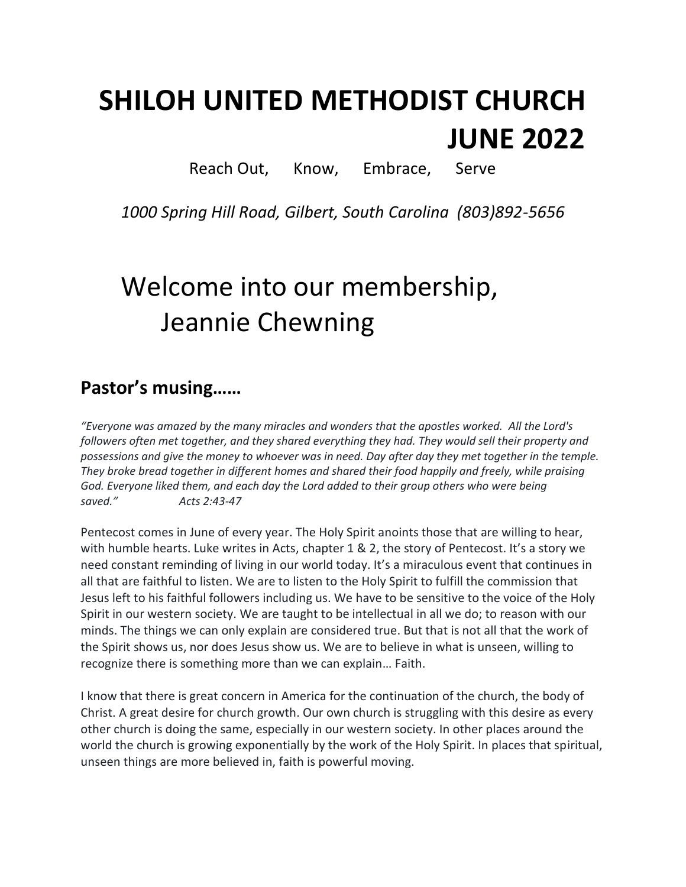# SHILOH UNITED METHODIST CHURCH JUNE 2022

Reach Out, Know, Embrace, Serve

*1000 Spring Hill Road, Gilbert, South Carolina (803)892-5656*

# Welcome into our membership, Jeannie Chewning

## Pastor's musing……

*"Everyone was amazed by the many miracles and wonders that the apostles worked. All the Lord's followers often met together, and they shared everything they had. They would sell their property and possessions and give the money to whoever was in need. Day after day they met together in the temple. They broke bread together in different homes and shared their food happily and freely, while praising God. Everyone liked them, and each day the Lord added to their group others who were being saved." Acts 2:43-47*

Pentecost comes in June of every year. The Holy Spirit anoints those that are willing to hear, with humble hearts. Luke writes in Acts, chapter 1 & 2, the story of Pentecost. It's a story we need constant reminding of living in our world today. It's a miraculous event that continues in all that are faithful to listen. We are to listen to the Holy Spirit to fulfill the commission that Jesus left to his faithful followers including us. We have to be sensitive to the voice of the Holy Spirit in our western society. We are taught to be intellectual in all we do; to reason with our minds. The things we can only explain are considered true. But that is not all that the work of the Spirit shows us, nor does Jesus show us. We are to believe in what is unseen, willing to recognize there is something more than we can explain… Faith.

I know that there is great concern in America for the continuation of the church, the body of Christ. A great desire for church growth. Our own church is struggling with this desire as every other church is doing the same, especially in our western society. In other places around the world the church is growing exponentially by the work of the Holy Spirit. In places that spiritual, unseen things are more believed in, faith is powerful moving.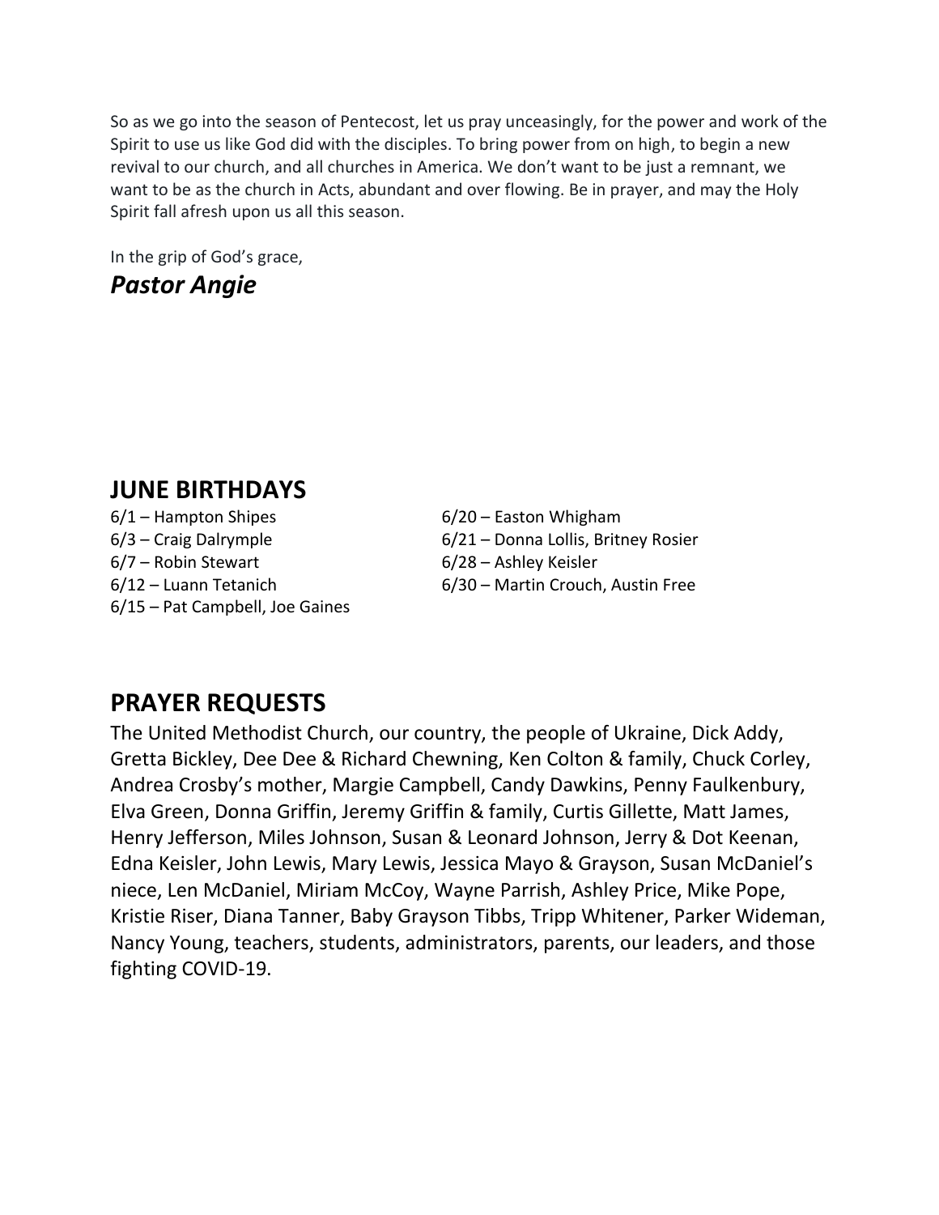So as we go into the season of Pentecost, let us pray unceasingly, for the power and work of the Spirit to use us like God did with the disciples. To bring power from on high, to begin a new revival to our church, and all churches in America. We don't want to be just a remnant, we want to be as the church in Acts, abundant and over flowing. Be in prayer, and may the Holy Spirit fall afresh upon us all this season.

In the grip of God's grace,

***Pastor Angie***

## JUNE BIRTHDAYS

6/1 – Hampton Shipes
6/3 – Craig Dalrymple
6/7 – Robin Stewart
6/12 – Luann Tetanich
6/15 – Pat Campbell, Joe Gaines
6/20 – Easton Whigham
6/21 – Donna Lollis, Britney Rosier
6/28 – Ashley Keisler
6/30 – Martin Crouch, Austin Free

## PRAYER REQUESTS

The United Methodist Church, our country, the people of Ukraine, Dick Addy, Gretta Bickley, Dee Dee & Richard Chewning, Ken Colton & family, Chuck Corley, Andrea Crosby's mother, Margie Campbell, Candy Dawkins, Penny Faulkenbury, Elva Green, Donna Griffin, Jeremy Griffin & family, Curtis Gillette, Matt James, Henry Jefferson, Miles Johnson, Susan & Leonard Johnson, Jerry & Dot Keenan, Edna Keisler, John Lewis, Mary Lewis, Jessica Mayo & Grayson, Susan McDaniel's niece, Len McDaniel, Miriam McCoy, Wayne Parrish, Ashley Price, Mike Pope, Kristie Riser, Diana Tanner, Baby Grayson Tibbs, Tripp Whitener, Parker Wideman, Nancy Young, teachers, students, administrators, parents, our leaders, and those fighting COVID-19.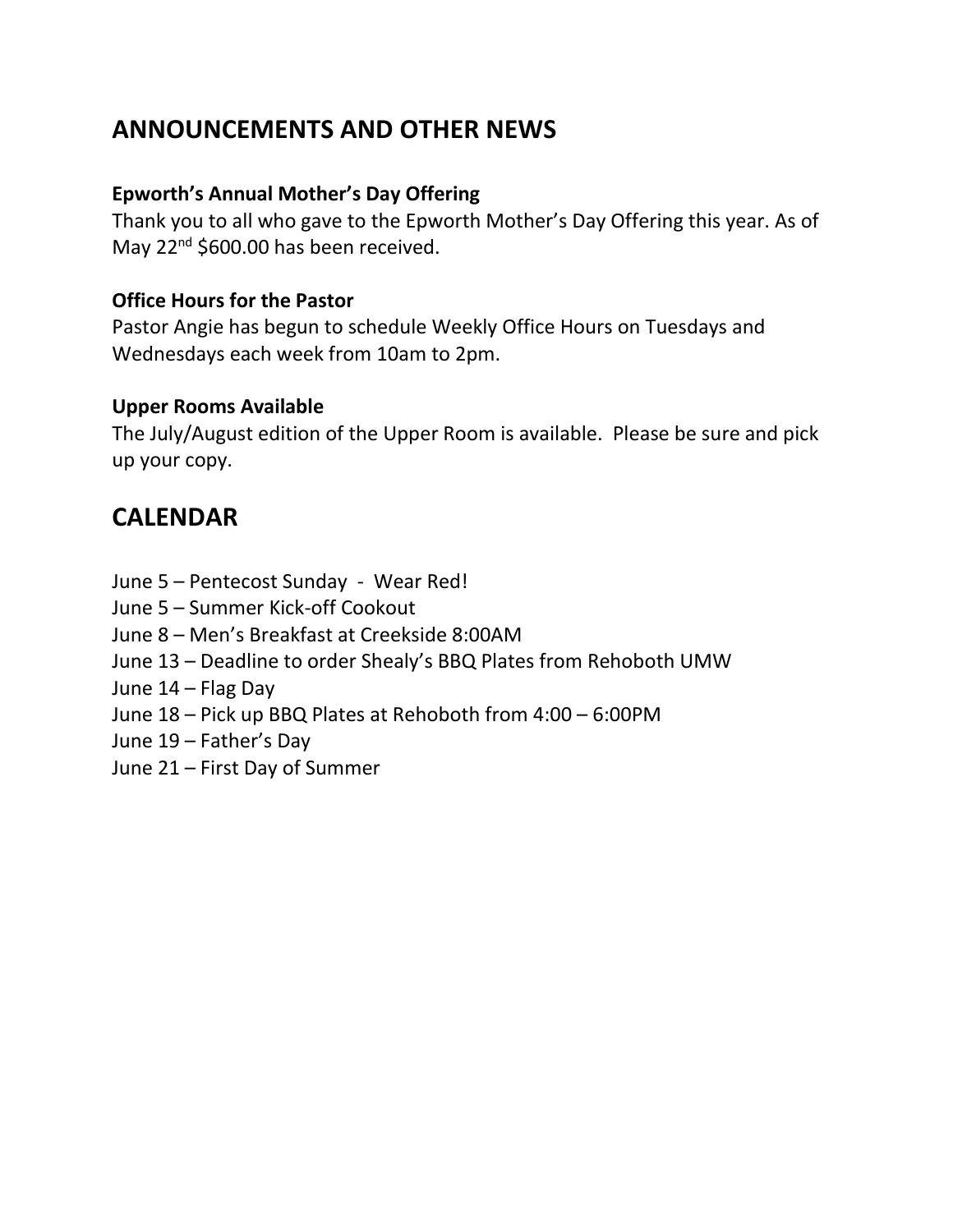## ANNOUNCEMENTS AND OTHER NEWS

**Epworth's Annual Mother's Day Offering**

Thank you to all who gave to the Epworth Mother's Day Offering this year. As of May 22nd $600.00 has been received.

**Office Hours for the Pastor**

Pastor Angie has begun to schedule Weekly Office Hours on Tuesdays and Wednesdays each week from 10am to 2pm.

**Upper Rooms Available**

The July/August edition of the Upper Room is available. Please be sure and pick up your copy.

## CALENDAR

June 5 – Pentecost Sunday - Wear Red!
June 5 – Summer Kick-off Cookout
June 8 – Men's Breakfast at Creekside 8:00AM
June 13 – Deadline to order Shealy's BBQ Plates from Rehoboth UMW
June 14 – Flag Day
June 18 – Pick up BBQ Plates at Rehoboth from 4:00 – 6:00PM
June 19 – Father's Day
June 21 – First Day of Summer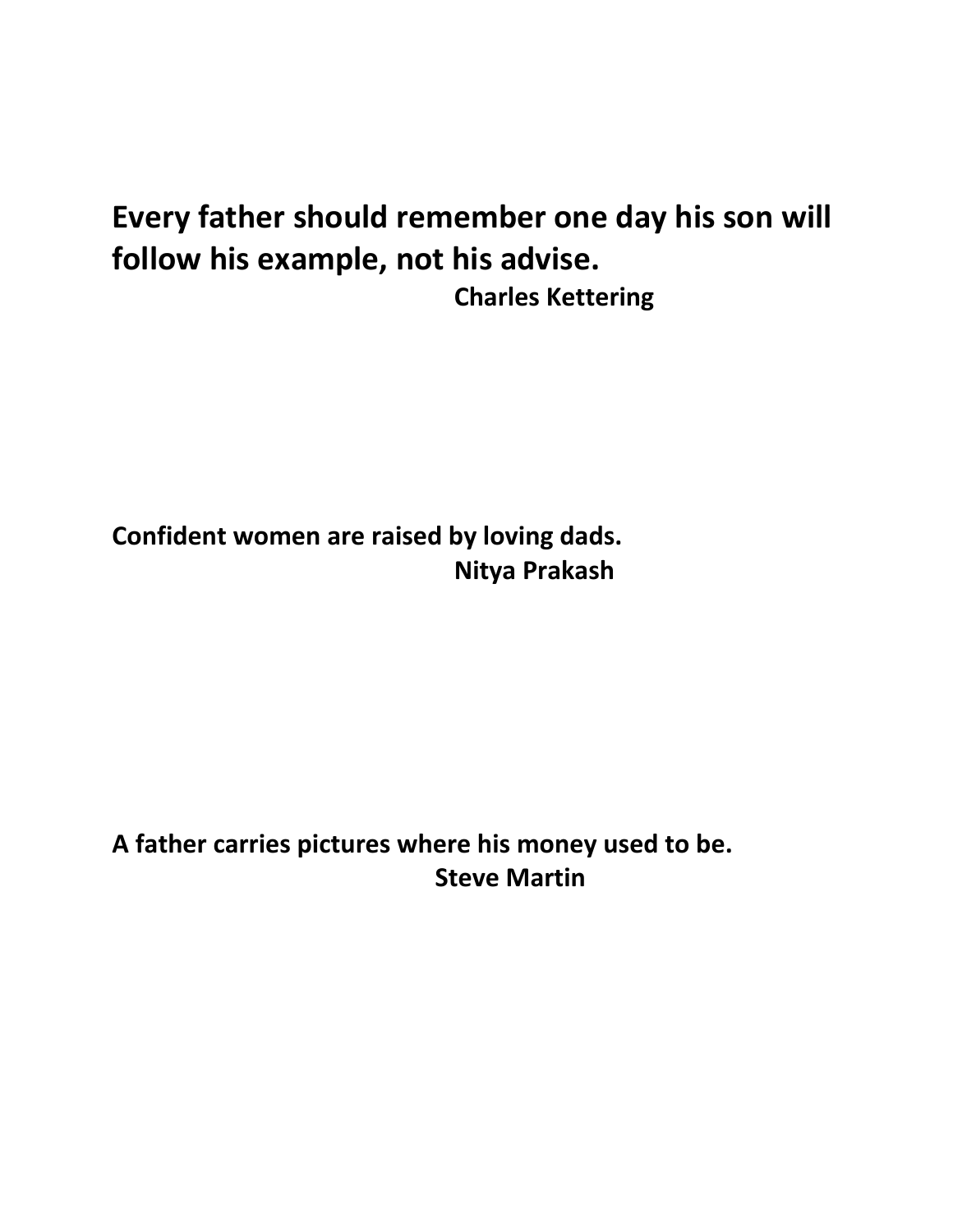**Every father should remember one day his son will follow his example, not his advise.**

**Charles Kettering**

**Confident women are raised by loving dads.**

**Nitya Prakash**

**A father carries pictures where his money used to be.**

**Steve Martin**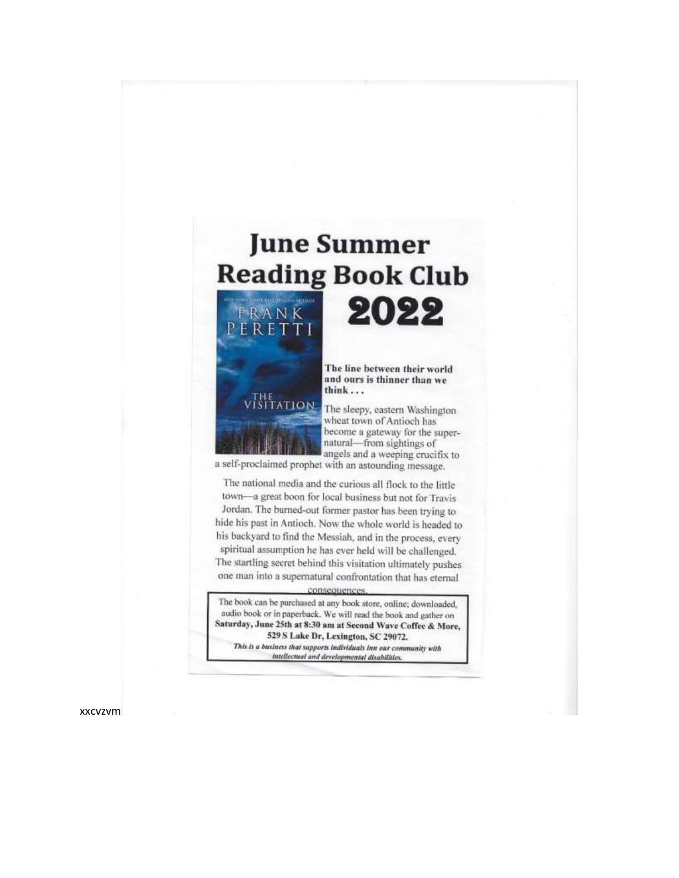# June Summer Reading Book Club 2022

NEW YORK TIMES BEST-SELLING AUTHOR

FRANK PERETTI

THE VISITATION

**The line between their world and ours is thinner than we think . . .**

The sleepy, eastern Washington wheat town of Antioch has become a gateway for the supernatural—from sightings of angels and a weeping crucifix to a self-proclaimed prophet with an astounding message.

The national media and the curious all flock to the little town—a great boon for local business but not for Travis Jordan. The burned-out former pastor has been trying to hide his past in Antioch. Now the whole world is headed to his backyard to find the Messiah, and in the process, every spiritual assumption he has ever held will be challenged. The startling secret behind this visitation ultimately pushes one man into a supernatural confrontation that has eternal consequences.

The book can be purchased at any book store, online; downloaded, audio book or in paperback. We will read the book and gather on **Saturday, June 25th at 8:30 am at Second Wave Coffee & More, 529 S Lake Dr, Lexington, SC 29072.**

***This is a business that supports individuals inn our community with intellectual and developmental disabilities.***

xxcvzvm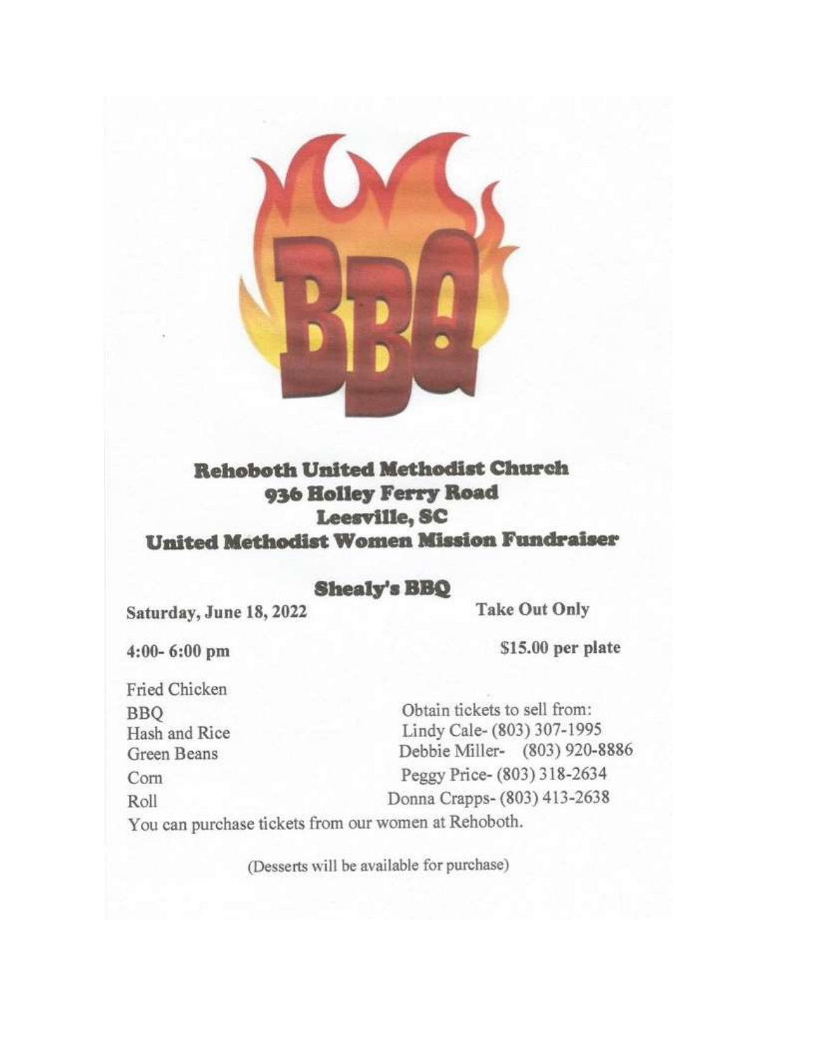# BBQ

## Rehoboth United Methodist Church
## 936 Holley Ferry Road
## Leesville, SC
## United Methodist Women Mission Fundraiser

### Shealy's BBQ

**Saturday, June 18, 2022**

**Take Out Only**

**4:00- 6:00 pm**

**$15.00 per plate**

Fried Chicken
BBQ
Hash and Rice
Green Beans
Corn
Roll

Obtain tickets to sell from:
Lindy Cale- (803) 307-1995
Debbie Miller- (803) 920-8886
Peggy Price- (803) 318-2634
Donna Crapps- (803) 413-2638

You can purchase tickets from our women at Rehoboth.

(Desserts will be available for purchase)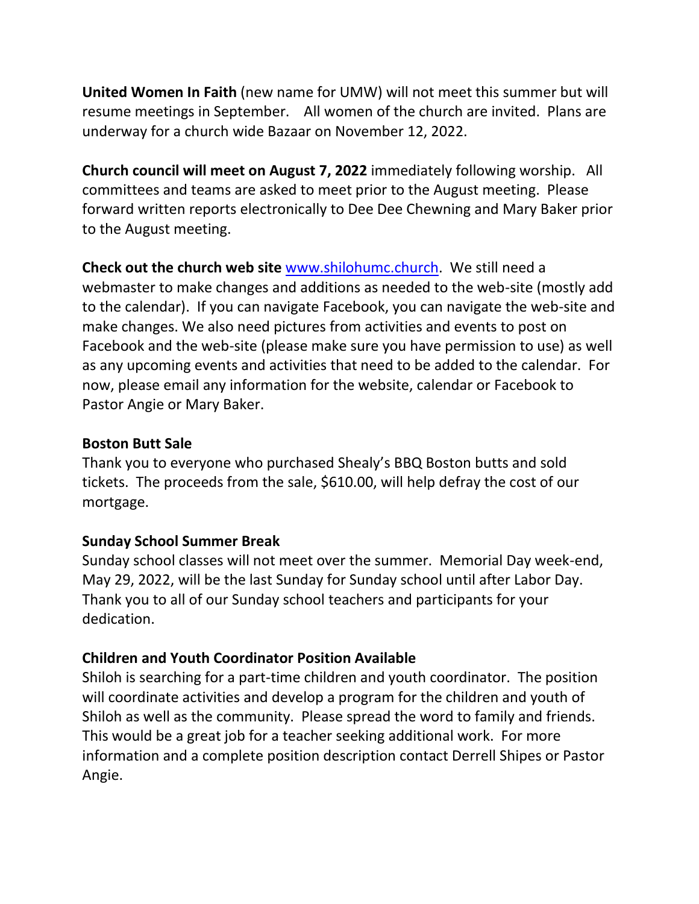**United Women In Faith** (new name for UMW) will not meet this summer but will resume meetings in September. All women of the church are invited. Plans are underway for a church wide Bazaar on November 12, 2022.

**Church council will meet on August 7, 2022** immediately following worship. All committees and teams are asked to meet prior to the August meeting. Please forward written reports electronically to Dee Dee Chewning and Mary Baker prior to the August meeting.

**Check out the church web site** [www.shilohumc.church](http://www.shilohumc.church). We still need a webmaster to make changes and additions as needed to the web-site (mostly add to the calendar). If you can navigate Facebook, you can navigate the web-site and make changes. We also need pictures from activities and events to post on Facebook and the web-site (please make sure you have permission to use) as well as any upcoming events and activities that need to be added to the calendar. For now, please email any information for the website, calendar or Facebook to Pastor Angie or Mary Baker.

**Boston Butt Sale**

Thank you to everyone who purchased Shealy's BBQ Boston butts and sold tickets. The proceeds from the sale, $610.00, will help defray the cost of our mortgage.

**Sunday School Summer Break**

Sunday school classes will not meet over the summer. Memorial Day week-end, May 29, 2022, will be the last Sunday for Sunday school until after Labor Day. Thank you to all of our Sunday school teachers and participants for your dedication.

**Children and Youth Coordinator Position Available**

Shiloh is searching for a part-time children and youth coordinator. The position will coordinate activities and develop a program for the children and youth of Shiloh as well as the community. Please spread the word to family and friends. This would be a great job for a teacher seeking additional work. For more information and a complete position description contact Derrell Shipes or Pastor Angie.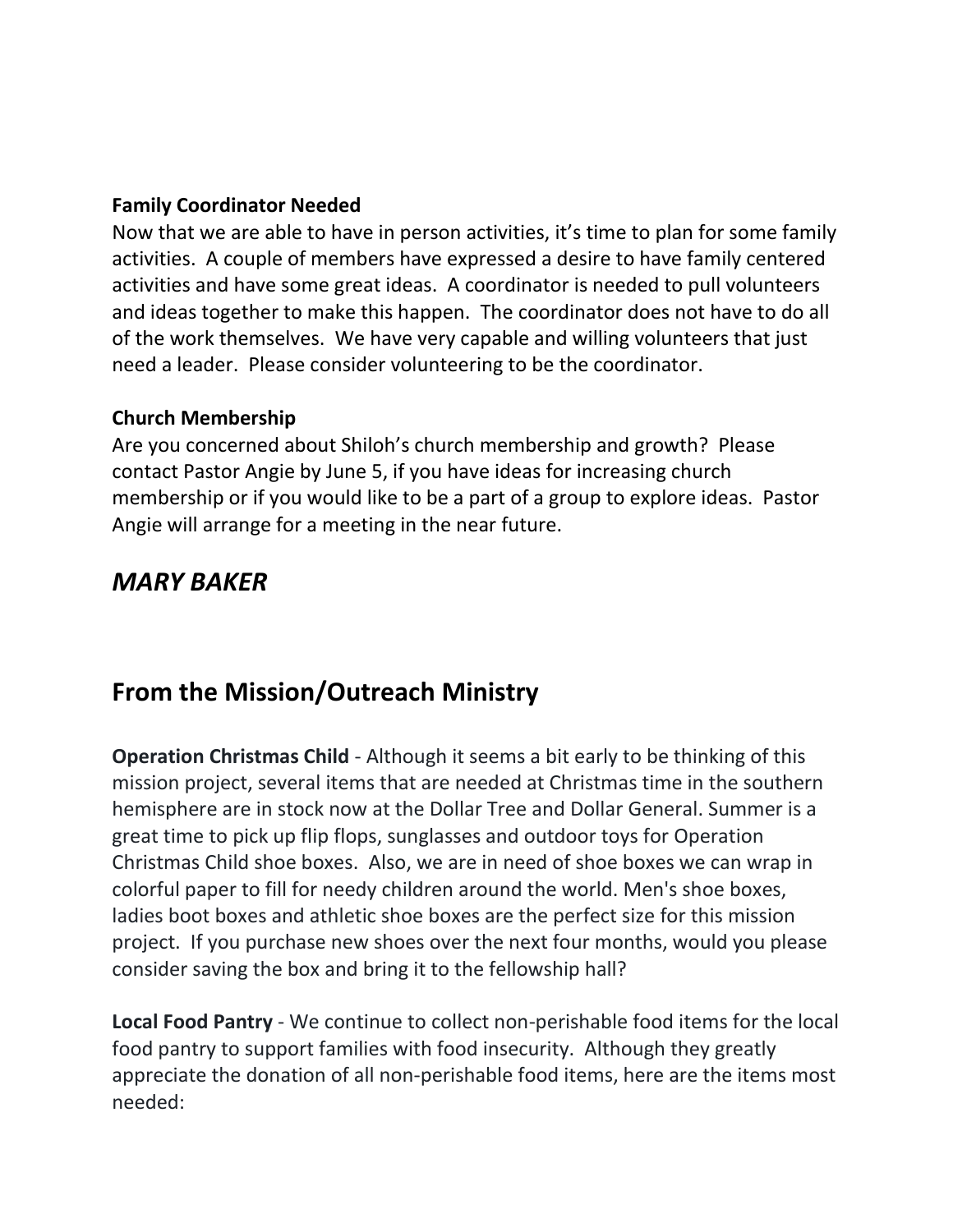**Family Coordinator Needed**

Now that we are able to have in person activities, it's time to plan for some family activities. A couple of members have expressed a desire to have family centered activities and have some great ideas. A coordinator is needed to pull volunteers and ideas together to make this happen. The coordinator does not have to do all of the work themselves. We have very capable and willing volunteers that just need a leader. Please consider volunteering to be the coordinator.

**Church Membership**

Are you concerned about Shiloh's church membership and growth? Please contact Pastor Angie by June 5, if you have ideas for increasing church membership or if you would like to be a part of a group to explore ideas. Pastor Angie will arrange for a meeting in the near future.

## *MARY BAKER*

## From the Mission/Outreach Ministry

**Operation Christmas Child** - Although it seems a bit early to be thinking of this mission project, several items that are needed at Christmas time in the southern hemisphere are in stock now at the Dollar Tree and Dollar General. Summer is a great time to pick up flip flops, sunglasses and outdoor toys for Operation Christmas Child shoe boxes. Also, we are in need of shoe boxes we can wrap in colorful paper to fill for needy children around the world. Men's shoe boxes, ladies boot boxes and athletic shoe boxes are the perfect size for this mission project. If you purchase new shoes over the next four months, would you please consider saving the box and bring it to the fellowship hall?

**Local Food Pantry** - We continue to collect non-perishable food items for the local food pantry to support families with food insecurity. Although they greatly appreciate the donation of all non-perishable food items, here are the items most needed: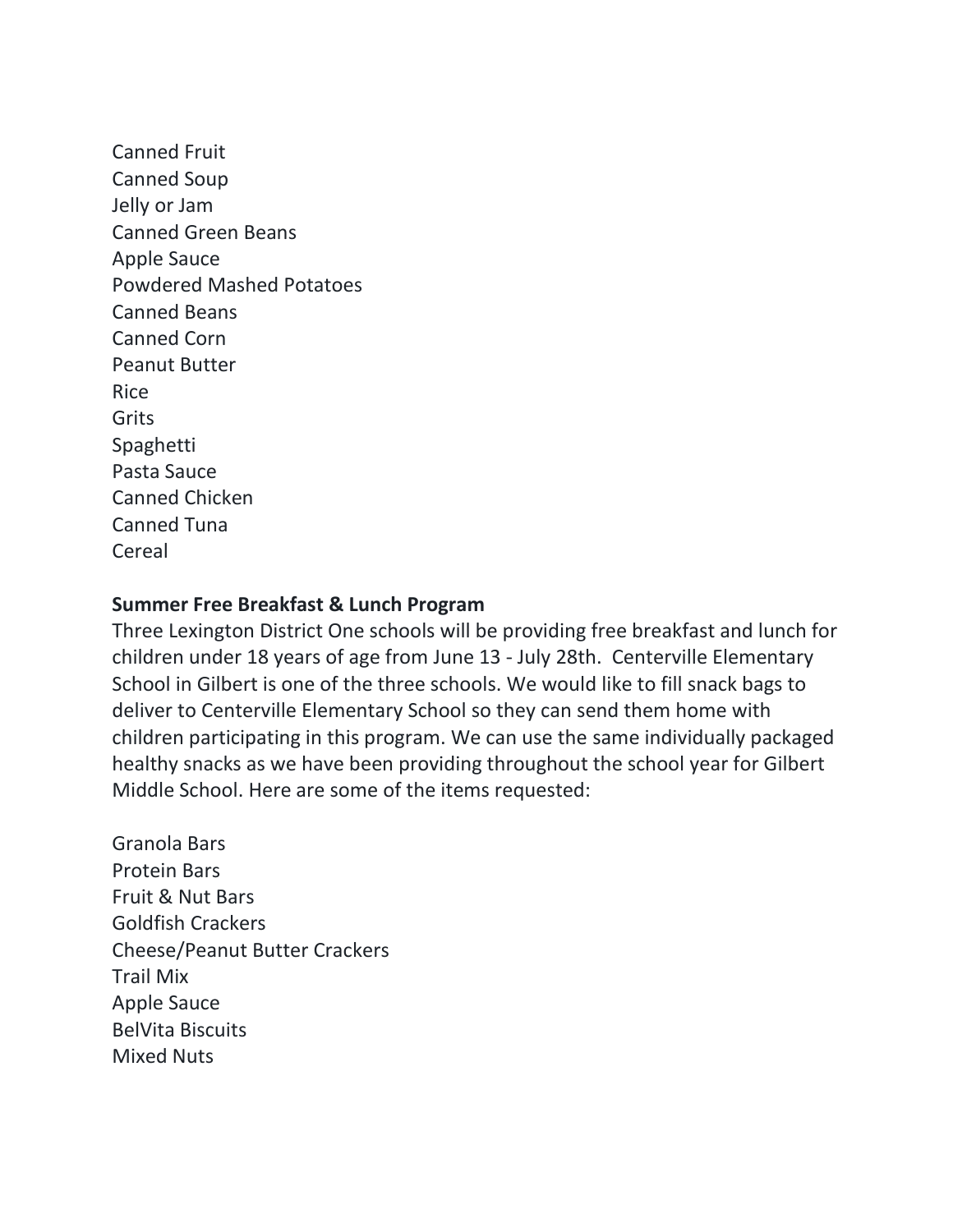Canned Fruit
Canned Soup
Jelly or Jam
Canned Green Beans
Apple Sauce
Powdered Mashed Potatoes
Canned Beans
Canned Corn
Peanut Butter
Rice
Grits
Spaghetti
Pasta Sauce
Canned Chicken
Canned Tuna
Cereal

**Summer Free Breakfast & Lunch Program**

Three Lexington District One schools will be providing free breakfast and lunch for children under 18 years of age from June 13 - July 28th. Centerville Elementary School in Gilbert is one of the three schools. We would like to fill snack bags to deliver to Centerville Elementary School so they can send them home with children participating in this program. We can use the same individually packaged healthy snacks as we have been providing throughout the school year for Gilbert Middle School. Here are some of the items requested:

Granola Bars
Protein Bars
Fruit & Nut Bars
Goldfish Crackers
Cheese/Peanut Butter Crackers
Trail Mix
Apple Sauce
BelVita Biscuits
Mixed Nuts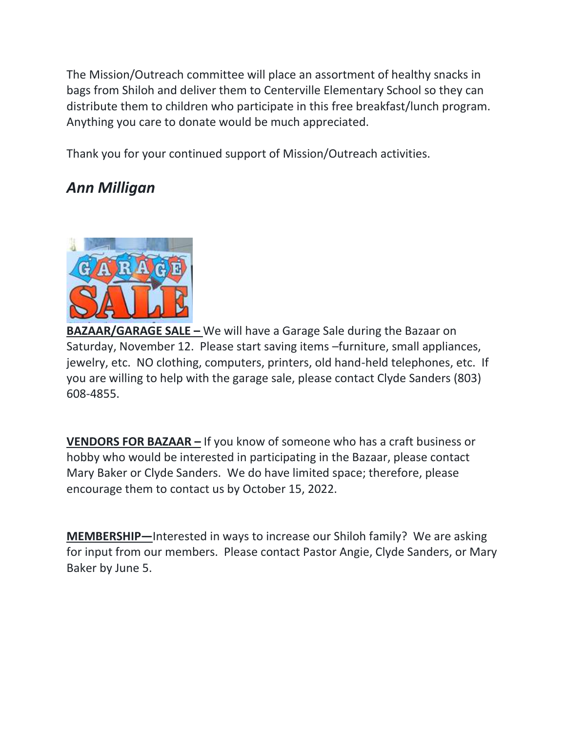The Mission/Outreach committee will place an assortment of healthy snacks in bags from Shiloh and deliver them to Centerville Elementary School so they can distribute them to children who participate in this free breakfast/lunch program. Anything you care to donate would be much appreciated.

Thank you for your continued support of Mission/Outreach activities.

***Ann Milligan***

**BAZAAR/GARAGE SALE –** We will have a Garage Sale during the Bazaar on Saturday, November 12. Please start saving items –furniture, small appliances, jewelry, etc. NO clothing, computers, printers, old hand-held telephones, etc. If you are willing to help with the garage sale, please contact Clyde Sanders (803) 608-4855.

**VENDORS FOR BAZAAR –** If you know of someone who has a craft business or hobby who would be interested in participating in the Bazaar, please contact Mary Baker or Clyde Sanders. We do have limited space; therefore, please encourage them to contact us by October 15, 2022.

**MEMBERSHIP—**Interested in ways to increase our Shiloh family? We are asking for input from our members. Please contact Pastor Angie, Clyde Sanders, or Mary Baker by June 5.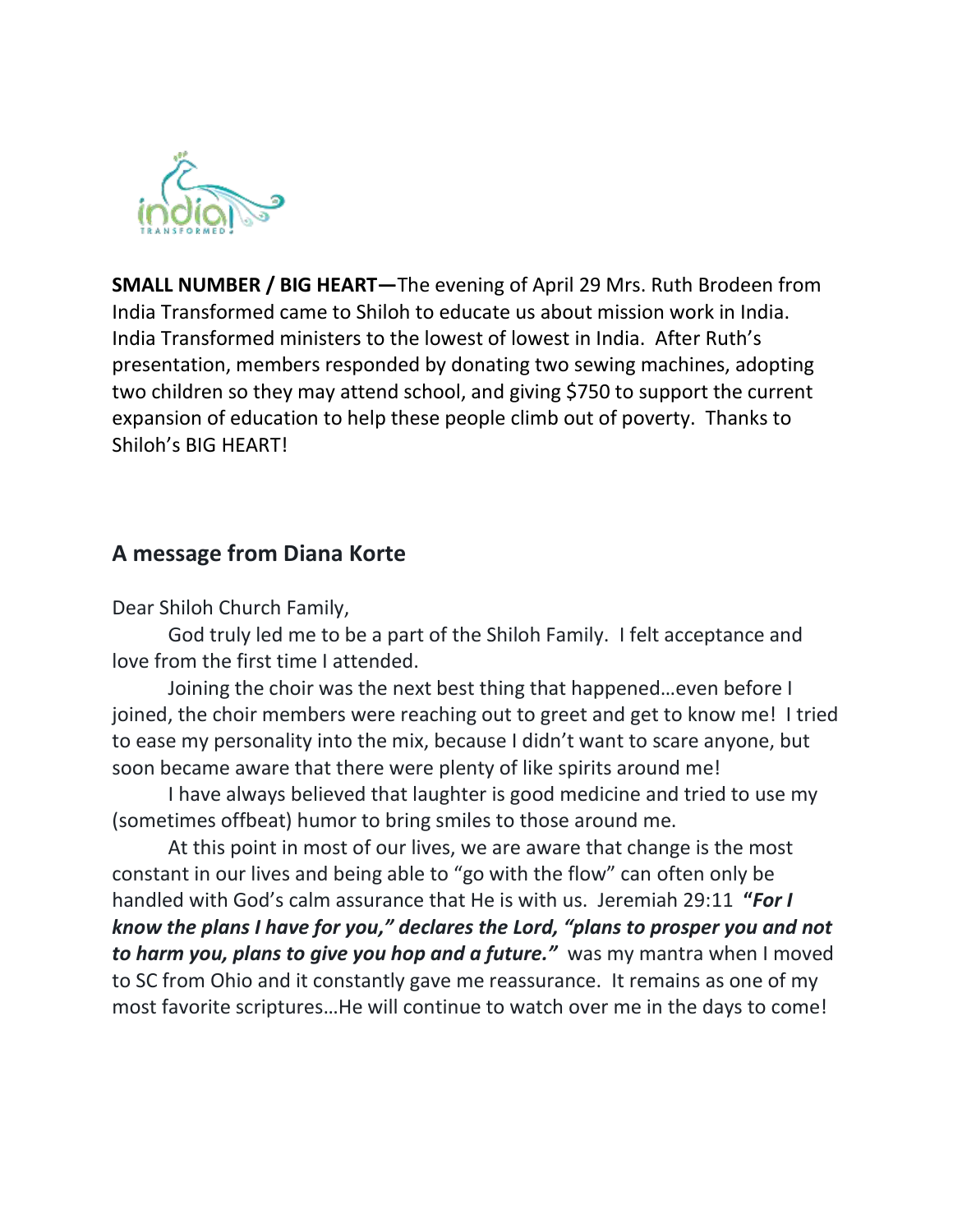**SMALL NUMBER / BIG HEART—**The evening of April 29 Mrs. Ruth Brodeen from India Transformed came to Shiloh to educate us about mission work in India. India Transformed ministers to the lowest of lowest in India. After Ruth's presentation, members responded by donating two sewing machines, adopting two children so they may attend school, and giving $750 to support the current expansion of education to help these people climb out of poverty. Thanks to Shiloh's BIG HEART!

## A message from Diana Korte

Dear Shiloh Church Family,

God truly led me to be a part of the Shiloh Family. I felt acceptance and love from the first time I attended.

Joining the choir was the next best thing that happened…even before I joined, the choir members were reaching out to greet and get to know me! I tried to ease my personality into the mix, because I didn't want to scare anyone, but soon became aware that there were plenty of like spirits around me!

I have always believed that laughter is good medicine and tried to use my (sometimes offbeat) humor to bring smiles to those around me.

At this point in most of our lives, we are aware that change is the most constant in our lives and being able to "go with the flow" can often only be handled with God's calm assurance that He is with us. Jeremiah 29:11 ***"For I know the plans I have for you," declares the Lord, "plans to prosper you and not to harm you, plans to give you hop and a future."*** was my mantra when I moved to SC from Ohio and it constantly gave me reassurance. It remains as one of my most favorite scriptures…He will continue to watch over me in the days to come!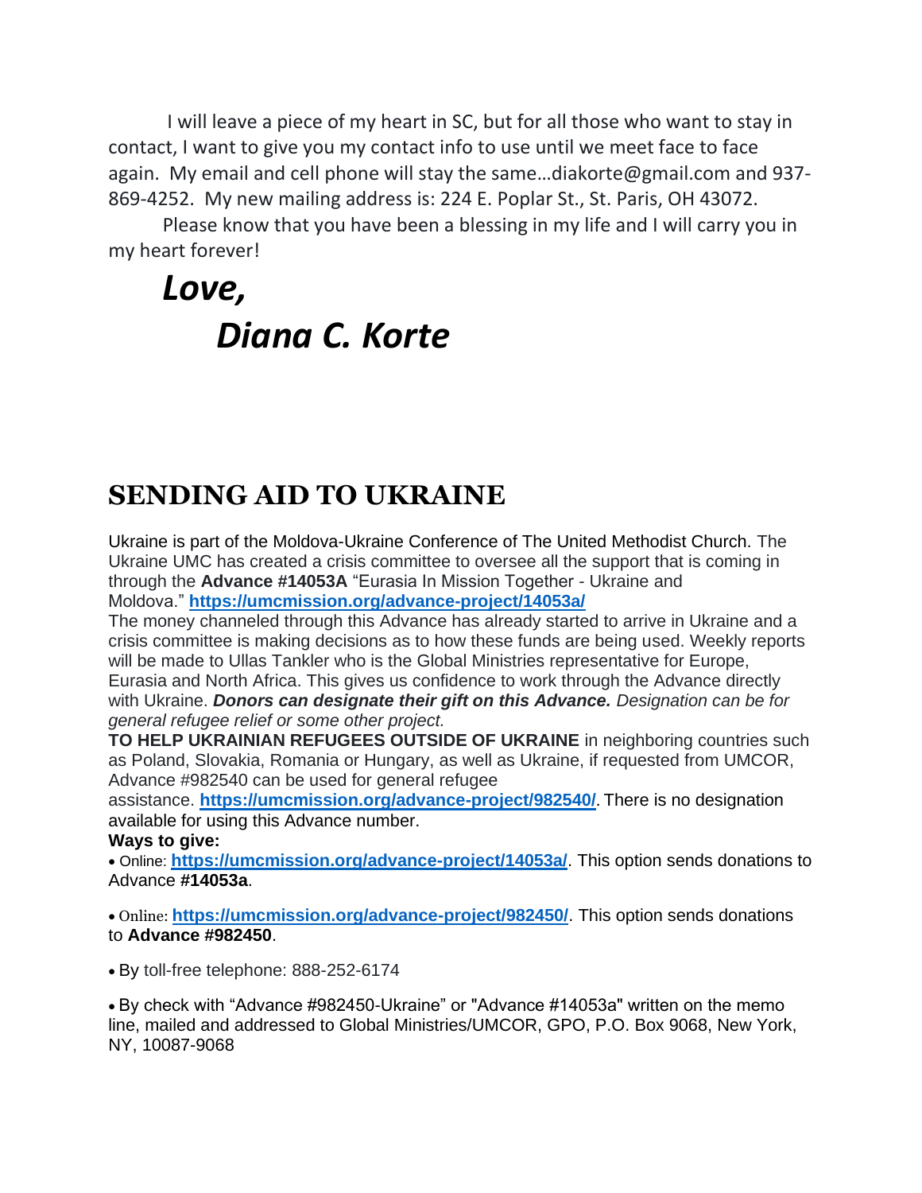I will leave a piece of my heart in SC, but for all those who want to stay in contact, I want to give you my contact info to use until we meet face to face again. My email and cell phone will stay the same…diakorte@gmail.com and 937-869-4252. My new mailing address is: 224 E. Poplar St., St. Paris, OH 43072.

Please know that you have been a blessing in my life and I will carry you in my heart forever!

***Love,***

***Diana C. Korte***

## SENDING AID TO UKRAINE

Ukraine is part of the Moldova-Ukraine Conference of The United Methodist Church. The Ukraine UMC has created a crisis committee to oversee all the support that is coming in through the **Advance #14053A** "Eurasia In Mission Together - Ukraine and Moldova." **https://umcmission.org/advance-project/14053a/**
The money channeled through this Advance has already started to arrive in Ukraine and a crisis committee is making decisions as to how these funds are being used. Weekly reports will be made to Ullas Tankler who is the Global Ministries representative for Europe, Eurasia and North Africa. This gives us confidence to work through the Advance directly with Ukraine. ***Donors can designate their gift on this Advance.*** *Designation can be for general refugee relief or some other project.*
**TO HELP UKRAINIAN REFUGEES OUTSIDE OF UKRAINE** in neighboring countries such as Poland, Slovakia, Romania or Hungary, as well as Ukraine, if requested from UMCOR, Advance #982540 can be used for general refugee assistance. **https://umcmission.org/advance-project/982540/**. There is no designation available for using this Advance number.
**Ways to give:**

- Online: **https://umcmission.org/advance-project/14053a/**. This option sends donations to Advance **#14053a**.

- Online: **https://umcmission.org/advance-project/982450/**. This option sends donations to **Advance #982450**.

- By toll-free telephone: 888-252-6174

- By check with "Advance #982450-Ukraine" or "Advance #14053a" written on the memo line, mailed and addressed to Global Ministries/UMCOR, GPO, P.O. Box 9068, New York, NY, 10087-9068